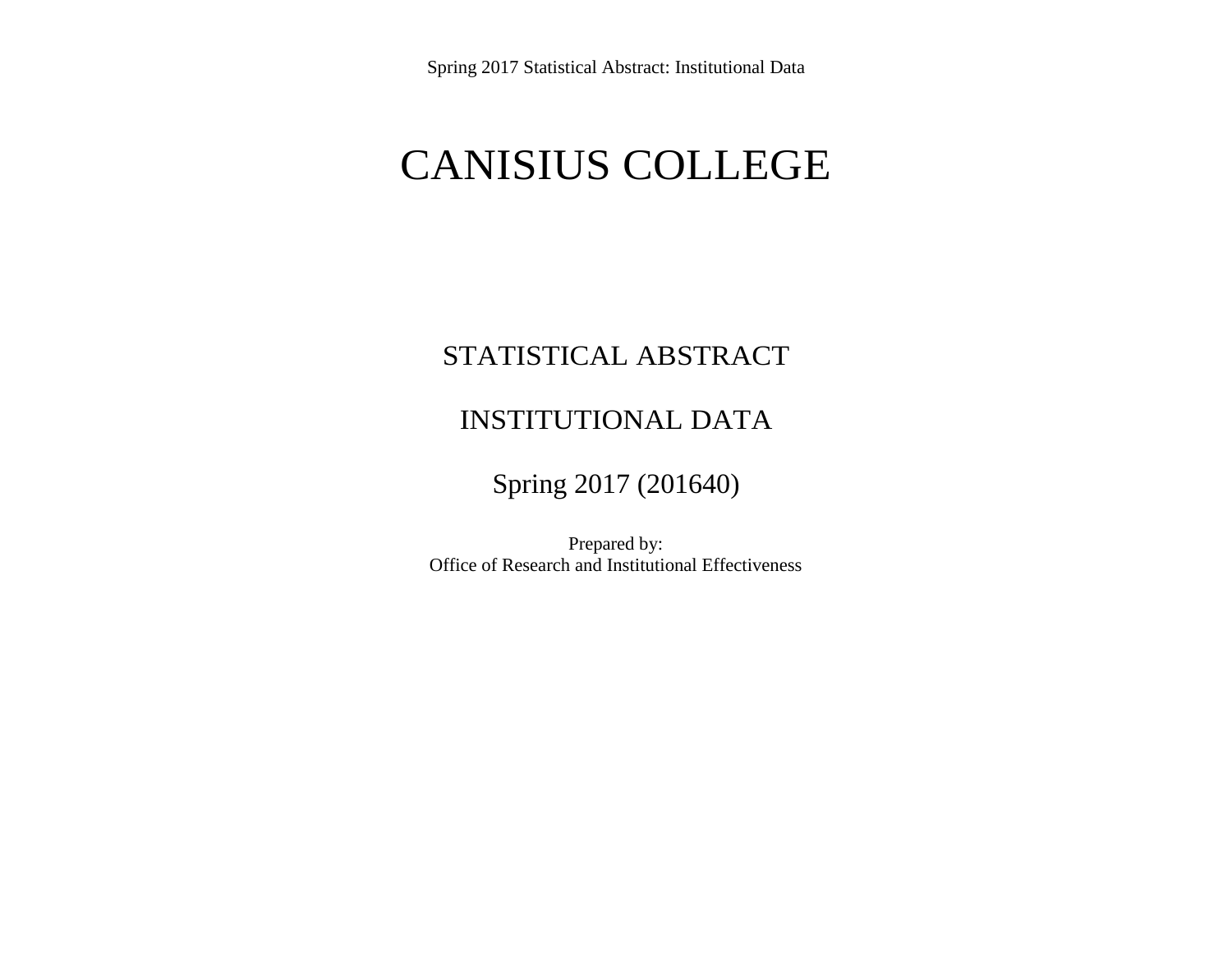# CANISIUS COLLEGE

## STATISTICAL ABSTRACT

## INSTITUTIONAL DATA

## Spring 2017 (201640)

Prepared by:
Office of Research and Institutional Effectiveness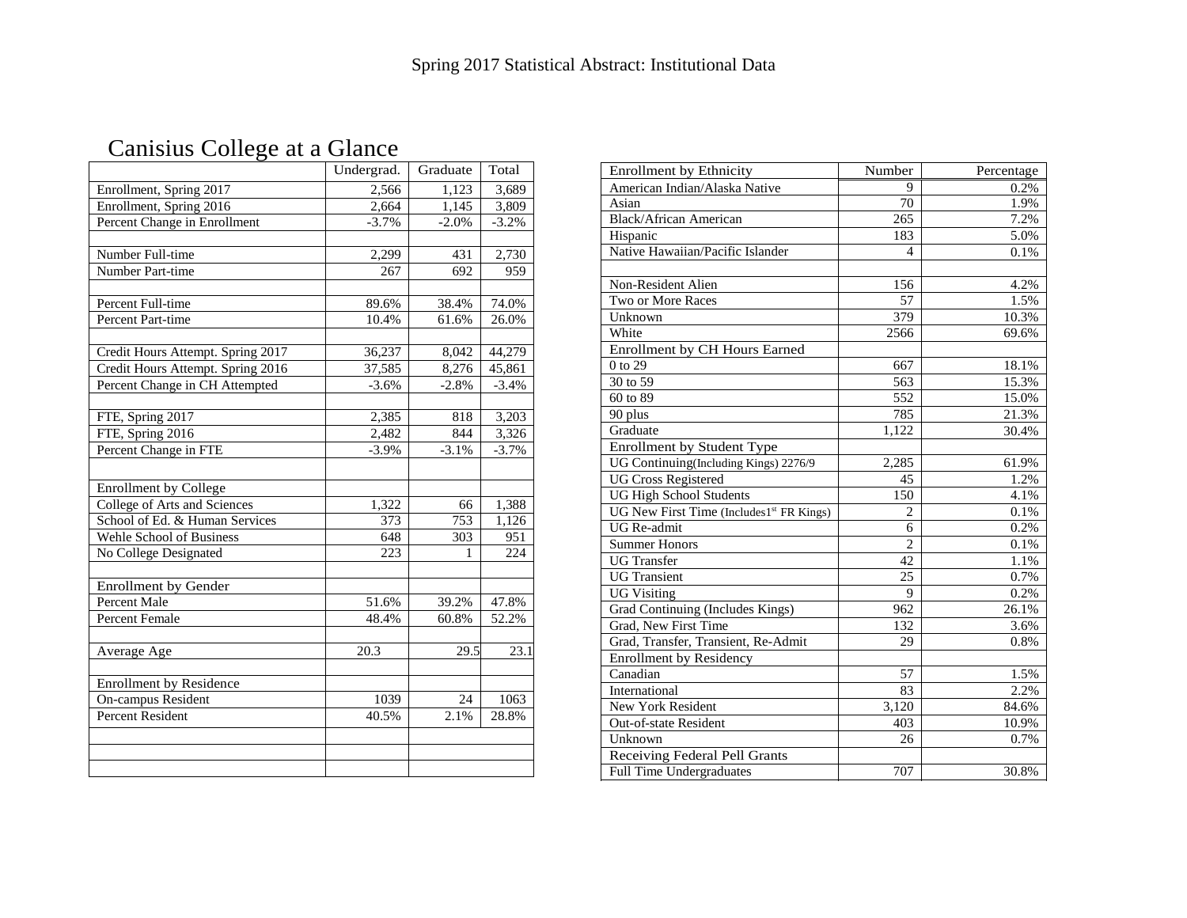Spring 2017 Statistical Abstract: Institutional Data

## Canisius College at a Glance

| | Undergrad. | Graduate | Total |
|---|---|---|---|
| Enrollment, Spring 2017 | 2,566 | 1,123 | 3,689 |
| Enrollment, Spring 2016 | 2,664 | 1,145 | 3,809 |
| Percent Change in Enrollment | -3.7% | -2.0% | -3.2% |
| | | | |
| Number Full-time | 2,299 | 431 | 2,730 |
| Number Part-time | 267 | 692 | 959 |
| | | | |
| Percent Full-time | 89.6% | 38.4% | 74.0% |
| Percent Part-time | 10.4% | 61.6% | 26.0% |
| | | | |
| Credit Hours Attempt. Spring 2017 | 36,237 | 8,042 | 44,279 |
| Credit Hours Attempt. Spring 2016 | 37,585 | 8,276 | 45,861 |
| Percent Change in CH Attempted | -3.6% | -2.8% | -3.4% |
| | | | |
| FTE, Spring 2017 | 2,385 | 818 | 3,203 |
| FTE, Spring 2016 | 2,482 | 844 | 3,326 |
| Percent Change in FTE | -3.9% | -3.1% | -3.7% |
| | | | |
| Enrollment by College | | | |
| College of Arts and Sciences | 1,322 | 66 | 1,388 |
| School of Ed. & Human Services | 373 | 753 | 1,126 |
| Wehle School of Business | 648 | 303 | 951 |
| No College Designated | 223 | 1 | 224 |
| | | | |
| Enrollment by Gender | | | |
| Percent Male | 51.6% | 39.2% | 47.8% |
| Percent Female | 48.4% | 60.8% | 52.2% |
| | | | |
| Average Age | 20.3 | 29.5 | 23.1 |
| | | | |
| Enrollment by Residence | | | |
| On-campus Resident | 1039 | 24 | 1063 |
| Percent Resident | 40.5% | 2.1% | 28.8% |

| Enrollment by Ethnicity | Number | Percentage |
|---|---|---|
| American Indian/Alaska Native | 9 | 0.2% |
| Asian | 70 | 1.9% |
| Black/African American | 265 | 7.2% |
| Hispanic | 183 | 5.0% |
| Native Hawaiian/Pacific Islander | 4 | 0.1% |
| | | |
| Non-Resident Alien | 156 | 4.2% |
| Two or More Races | 57 | 1.5% |
| Unknown | 379 | 10.3% |
| White | 2566 | 69.6% |
| Enrollment by CH Hours Earned | | |
| 0 to 29 | 667 | 18.1% |
| 30 to 59 | 563 | 15.3% |
| 60 to 89 | 552 | 15.0% |
| 90 plus | 785 | 21.3% |
| Graduate | 1,122 | 30.4% |
| Enrollment by Student Type | | |
| UG Continuing(Including Kings) 2276/9 | 2,285 | 61.9% |
| UG Cross Registered | 45 | 1.2% |
| UG High School Students | 150 | 4.1% |
| UG New First Time (Includes1st FR Kings) | 2 | 0.1% |
| UG Re-admit | 6 | 0.2% |
| Summer Honors | 2 | 0.1% |
| UG Transfer | 42 | 1.1% |
| UG Transient | 25 | 0.7% |
| UG Visiting | 9 | 0.2% |
| Grad Continuing (Includes Kings) | 962 | 26.1% |
| Grad, New First Time | 132 | 3.6% |
| Grad, Transfer, Transient, Re-Admit | 29 | 0.8% |
| Enrollment by Residency | | |
| Canadian | 57 | 1.5% |
| International | 83 | 2.2% |
| New York Resident | 3,120 | 84.6% |
| Out-of-state Resident | 403 | 10.9% |
| Unknown | 26 | 0.7% |
| Receiving Federal Pell Grants | | |
| Full Time Undergraduates | 707 | 30.8% |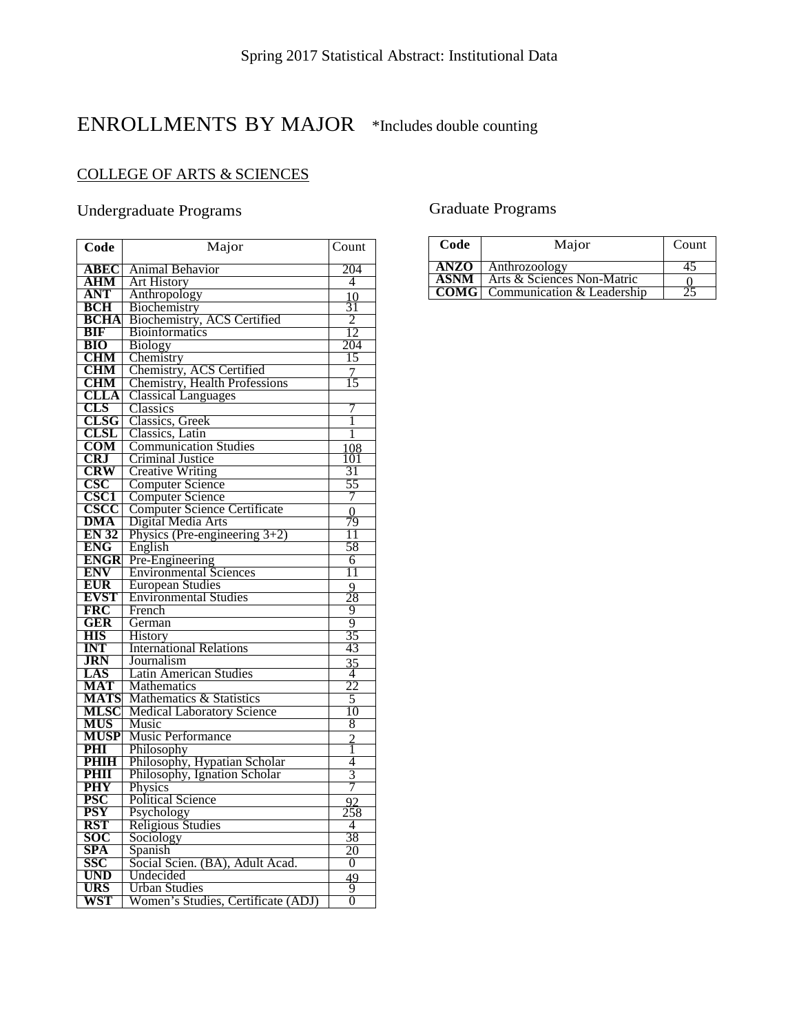Spring 2017 Statistical Abstract: Institutional Data

# ENROLLMENTS BY MAJOR *Includes double counting

## COLLEGE OF ARTS & SCIENCES

### Undergraduate Programs

| Code | Major | Count |
|---|---|---|
| **ABEC** | Animal Behavior | 204 |
| **AHM** | Art History | 4 |
| **ANT** | Anthropology | 10 |
| **BCH** | Biochemistry | 31 |
| **BCHA** | Biochemistry, ACS Certified | 2 |
| **BIF** | Bioinformatics | 12 |
| **BIO** | Biology | 204 |
| **CHM** | Chemistry | 15 |
| **CHM** | Chemistry, ACS Certified | 7 |
| **CHM** | Chemistry, Health Professions | 15 |
| **CLLA** | Classical Languages | |
| **CLS** | Classics | 7 |
| **CLSG** | Classics, Greek | 1 |
| **CLSL** | Classics, Latin | 1 |
| **COM** | Communication Studies | 108 |
| **CRJ** | Criminal Justice | 101 |
| **CRW** | Creative Writing | 31 |
| **CSC** | Computer Science | 55 |
| **CSC1** | Computer Science | 7 |
| **CSCC** | Computer Science Certificate | 0 |
| **DMA** | Digital Media Arts | 79 |
| **EN 32** | Physics (Pre-engineering 3+2) | 11 |
| **ENG** | English | 58 |
| **ENGR** | Pre-Engineering | 6 |
| **ENV** | Environmental Sciences | 11 |
| **EUR** | European Studies | 9 |
| **EVST** | Environmental Studies | 28 |
| **FRC** | French | 9 |
| **GER** | German | 9 |
| **HIS** | History | 35 |
| **INT** | International Relations | 43 |
| **JRN** | Journalism | 35 |
| **LAS** | Latin American Studies | 4 |
| **MAT** | Mathematics | 22 |
| **MATS** | Mathematics & Statistics | 5 |
| **MLSC** | Medical Laboratory Science | 10 |
| **MUS** | Music | 8 |
| **MUSP** | Music Performance | 2 |
| **PHI** | Philosophy | 1 |
| **PHIH** | Philosophy, Hypatian Scholar | 4 |
| **PHII** | Philosophy, Ignation Scholar | 3 |
| **PHY** | Physics | 7 |
| **PSC** | Political Science | 92 |
| **PSY** | Psychology | 258 |
| **RST** | Religious Studies | 4 |
| **SOC** | Sociology | 38 |
| **SPA** | Spanish | 20 |
| **SSC** | Social Scien. (BA), Adult Acad. | 0 |
| **UND** | Undecided | 49 |
| **URS** | Urban Studies | 9 |
| **WST** | Women's Studies, Certificate (ADJ) | 0 |

### Graduate Programs

| Code | Major | Count |
|---|---|---|
| **ANZO** | Anthrozoology | 45 |
| **ASNM** | Arts & Sciences Non-Matric | 0 |
| **COMG** | Communication & Leadership | 25 |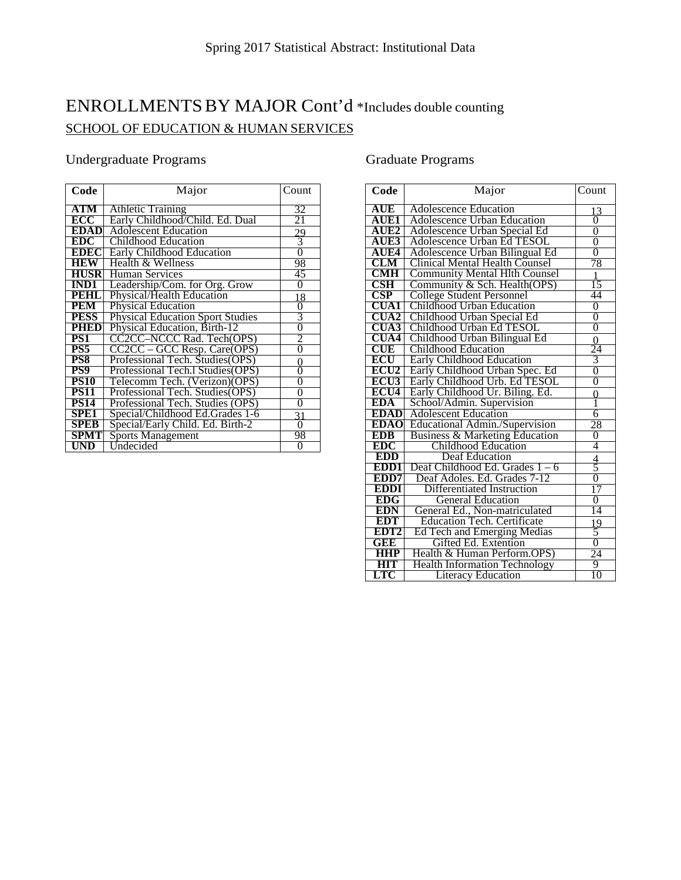# ENROLLMENTS BY MAJOR Cont'd *Includes double counting

## SCHOOL OF EDUCATION & HUMAN SERVICES

### Undergraduate Programs

| Code | Major | Count |
|---|---|---|
| **ATM** | Athletic Training | 32 |
| **ECC** | Early Childhood/Child. Ed. Dual | 21 |
| **EDAD** | Adolescent Education | 29 |
| **EDC** | Childhood Education | 3 |
| **EDEC** | Early Childhood Education | 0 |
| **HEW** | Health & Wellness | 98 |
| **HUSR** | Human Services | 45 |
| **IND1** | Leadership/Com. for Org. Grow | 0 |
| **PEHL** | Physical/Health Education | 18 |
| **PEM** | Physical Education | 0 |
| **PESS** | Physical Education Sport Studies | 3 |
| **PHED** | Physical Education, Birth-12 | 0 |
| **PS1** | CC2CC–NCCC Rad. Tech(OPS) | 2 |
| **PS5** | CC2CC – GCC Resp. Care(OPS) | 0 |
| **PS8** | Professional Tech. Studies(OPS) | 0 |
| **PS9** | Professional Tech.l Studies(OPS) | 0 |
| **PS10** | Telecomm Tech. (Verizon)(OPS) | 0 |
| **PS11** | Professional Tech. Studies(OPS) | 0 |
| **PS14** | Professional Tech. Studies (OPS) | 0 |
| **SPE1** | Special/Childhood Ed.Grades 1-6 | 31 |
| **SPEB** | Special/Early Child. Ed. Birth-2 | 0 |
| **SPMT** | Sports Management | 98 |
| **UND** | Undecided | 0 |

### Graduate Programs

| Code | Major | Count |
|---|---|---|
| **AUE** | Adolescence Education | 13 |
| **AUE1** | Adolescence Urban Education | 0 |
| **AUE2** | Adolescence Urban Special Ed | 0 |
| **AUE3** | Adolescence Urban Ed TESOL | 0 |
| **AUE4** | Adolescence Urban Bilingual Ed | 0 |
| **CLM** | Clinical Mental Health Counsel | 78 |
| **CMH** | Community Mental Hlth Counsel | 1 |
| **CSH** | Community & Sch. Health(OPS) | 15 |
| **CSP** | College Student Personnel | 44 |
| **CUA1** | Childhood Urban Education | 0 |
| **CUA2** | Childhood Urban Special Ed | 0 |
| **CUA3** | Childhood Urban Ed TESOL | 0 |
| **CUA4** | Childhood Urban Bilingual Ed | 0 |
| **CUE** | Childhood Education | 24 |
| **ECU** | Early Childhood Education | 3 |
| **ECU2** | Early Childhood Urban Spec. Ed | 0 |
| **ECU3** | Early Childhood Urb. Ed TESOL | 0 |
| **ECU4** | Early Childhood Ur. Biling. Ed. | 0 |
| **EDA** | School/Admin. Supervision | 1 |
| **EDAD** | Adolescent Education | 6 |
| **EDAO** | Educational Admin./Supervision | 28 |
| **EDB** | Business & Marketing Education | 0 |
| **EDC** | Childhood Education | 4 |
| **EDD** | Deaf Education | 4 |
| **EDD1** | Deaf Childhood Ed. Grades 1 – 6 | 5 |
| **EDD7** | Deaf Adoles. Ed. Grades 7-12 | 0 |
| **EDDI** | Differentiated Instruction | 17 |
| **EDG** | General Education | 0 |
| **EDN** | General Ed., Non-matriculated | 14 |
| **EDT** | Education Tech. Certificate | 19 |
| **EDT2** | Ed Tech and Emerging Medias | 5 |
| **GEE** | Gifted Ed. Extention | 0 |
| **HHP** | Health & Human Perform.OPS) | 24 |
| **HIT** | Health Information Technology | 9 |
| **LTC** | Literacy Education | 10 |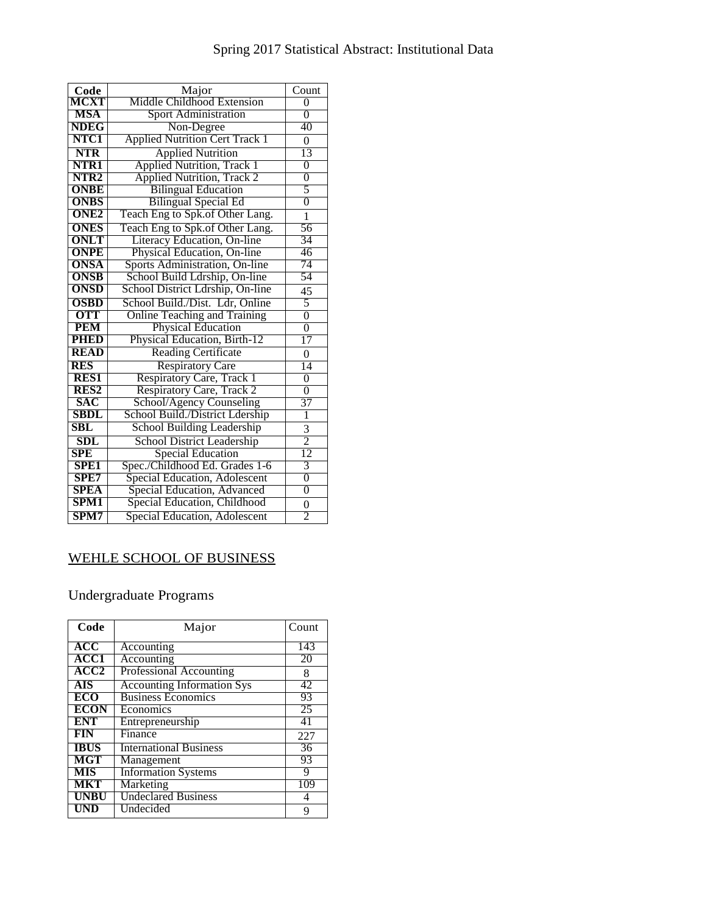| Code | Major | Count |
|---|---|---|
| MCXT | Middle Childhood Extension | 0 |
| MSA | Sport Administration | 0 |
| NDEG | Non-Degree | 40 |
| NTC1 | Applied Nutrition Cert Track 1 | 0 |
| NTR | Applied Nutrition | 13 |
| NTR1 | Applied Nutrition, Track 1 | 0 |
| NTR2 | Applied Nutrition, Track 2 | 0 |
| ONBE | Bilingual Education | 5 |
| ONBS | Bilingual Special Ed | 0 |
| ONE2 | Teach Eng to Spk.of Other Lang. | 1 |
| ONES | Teach Eng to Spk.of Other Lang. | 56 |
| ONLT | Literacy Education, On-line | 34 |
| ONPE | Physical Education, On-line | 46 |
| ONSA | Sports Administration, On-line | 74 |
| ONSB | School Build Ldrship, On-line | 54 |
| ONSD | School District Ldrship, On-line | 45 |
| OSBD | School Build./Dist. Ldr, Online | 5 |
| OTT | Online Teaching and Training | 0 |
| PEM | Physical Education | 0 |
| PHED | Physical Education, Birth-12 | 17 |
| READ | Reading Certificate | 0 |
| RES | Respiratory Care | 14 |
| RES1 | Respiratory Care, Track 1 | 0 |
| RES2 | Respiratory Care, Track 2 | 0 |
| SAC | School/Agency Counseling | 37 |
| SBDL | School Build./District Ldership | 1 |
| SBL | School Building Leadership | 3 |
| SDL | School District Leadership | 2 |
| SPE | Special Education | 12 |
| SPE1 | Spec./Childhood Ed. Grades 1-6 | 3 |
| SPE7 | Special Education, Adolescent | 0 |
| SPEA | Special Education, Advanced | 0 |
| SPM1 | Special Education, Childhood | 0 |
| SPM7 | Special Education, Adolescent | 2 |

## WEHLE SCHOOL OF BUSINESS

### Undergraduate Programs

| Code | Major | Count |
|---|---|---|
| ACC | Accounting | 143 |
| ACC1 | Accounting | 20 |
| ACC2 | Professional Accounting | 8 |
| AIS | Accounting Information Sys | 42 |
| ECO | Business Economics | 93 |
| ECON | Economics | 25 |
| ENT | Entrepreneurship | 41 |
| FIN | Finance | 227 |
| IBUS | International Business | 36 |
| MGT | Management | 93 |
| MIS | Information Systems | 9 |
| MKT | Marketing | 109 |
| UNBU | Undeclared Business | 4 |
| UND | Undecided | 9 |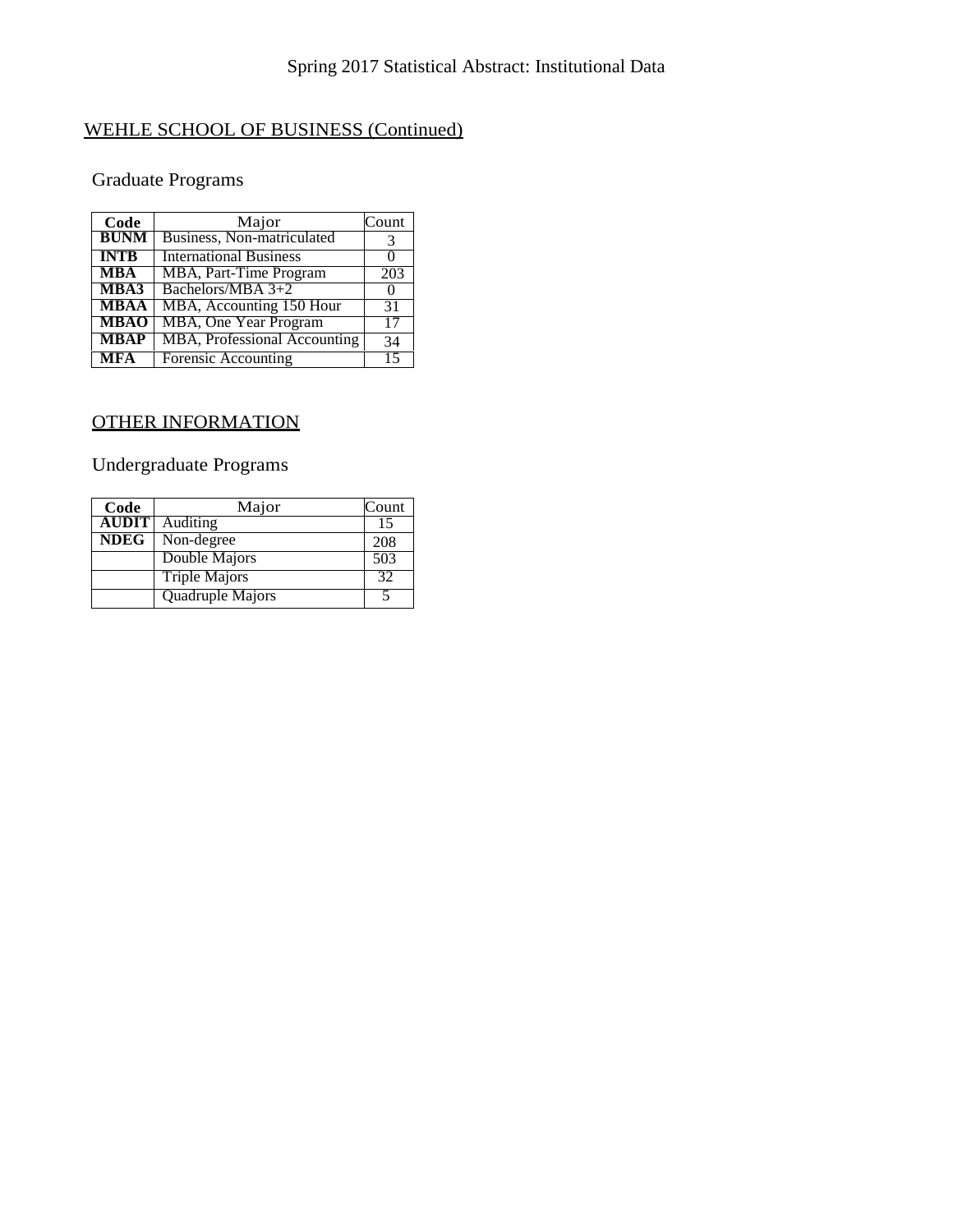## WEHLE SCHOOL OF BUSINESS (Continued)

### Graduate Programs

| Code | Major | Count |
|---|---|---|
| **BUNM** | Business, Non-matriculated | 3 |
| **INTB** | International Business | 0 |
| **MBA** | MBA, Part-Time Program | 203 |
| **MBA3** | Bachelors/MBA 3+2 | 0 |
| **MBAA** | MBA, Accounting 150 Hour | 31 |
| **MBAO** | MBA, One Year Program | 17 |
| **MBAP** | MBA, Professional Accounting | 34 |
| **MFA** | Forensic Accounting | 15 |

## OTHER INFORMATION

### Undergraduate Programs

| Code | Major | Count |
|---|---|---|
| **AUDIT** | Auditing | 15 |
| **NDEG** | Non-degree | 208 |
| | Double Majors | 503 |
| | Triple Majors | 32 |
| | Quadruple Majors | 5 |